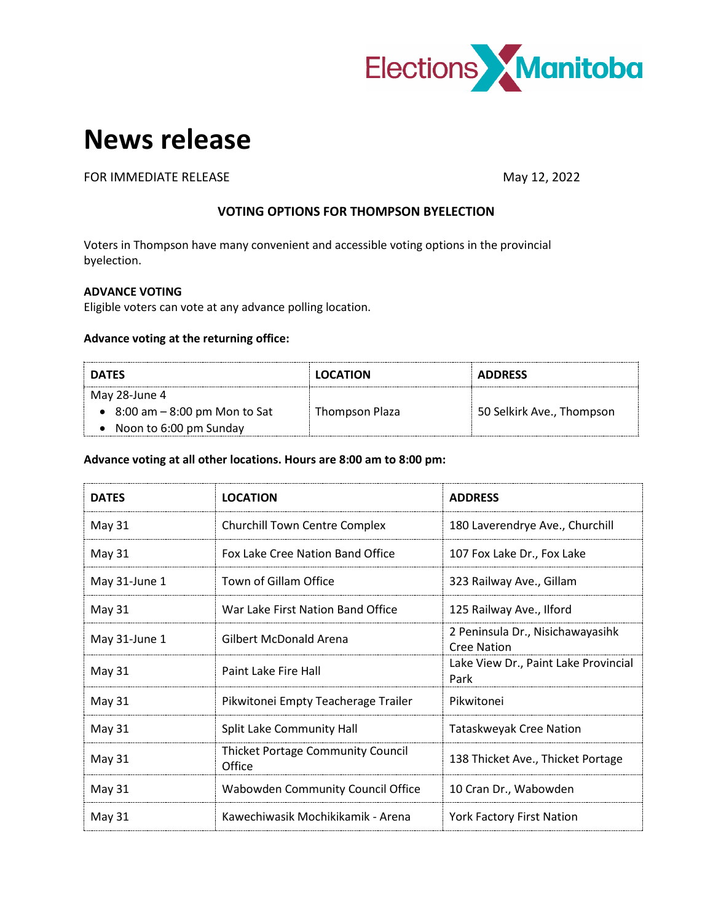Elections Manitoba

# News release

FOR IMMEDIATE RELEASE May 12, 2022

**VOTING OPTIONS FOR THOMPSON BYELECTION**

Voters in Thompson have many convenient and accessible voting options in the provincial byelection.

**ADVANCE VOTING**

Eligible voters can vote at any advance polling location.

**Advance voting at the returning office:**

| DATES | LOCATION | ADDRESS |
|---|---|---|
| May 28-June 4<br>• 8:00 am – 8:00 pm Mon to Sat<br>• Noon to 6:00 pm Sunday | Thompson Plaza | 50 Selkirk Ave., Thompson |

**Advance voting at all other locations. Hours are 8:00 am to 8:00 pm:**

| DATES | LOCATION | ADDRESS |
|---|---|---|
| May 31 | Churchill Town Centre Complex | 180 Laverendrye Ave., Churchill |
| May 31 | Fox Lake Cree Nation Band Office | 107 Fox Lake Dr., Fox Lake |
| May 31-June 1 | Town of Gillam Office | 323 Railway Ave., Gillam |
| May 31 | War Lake First Nation Band Office | 125 Railway Ave., Ilford |
| May 31-June 1 | Gilbert McDonald Arena | 2 Peninsula Dr., Nisichawayasihk Cree Nation |
| May 31 | Paint Lake Fire Hall | Lake View Dr., Paint Lake Provincial Park |
| May 31 | Pikwitonei Empty Teacherage Trailer | Pikwitonei |
| May 31 | Split Lake Community Hall | Tataskweyak Cree Nation |
| May 31 | Thicket Portage Community Council Office | 138 Thicket Ave., Thicket Portage |
| May 31 | Wabowden Community Council Office | 10 Cran Dr., Wabowden |
| May 31 | Kawechiwasik Mochikikamik - Arena | York Factory First Nation |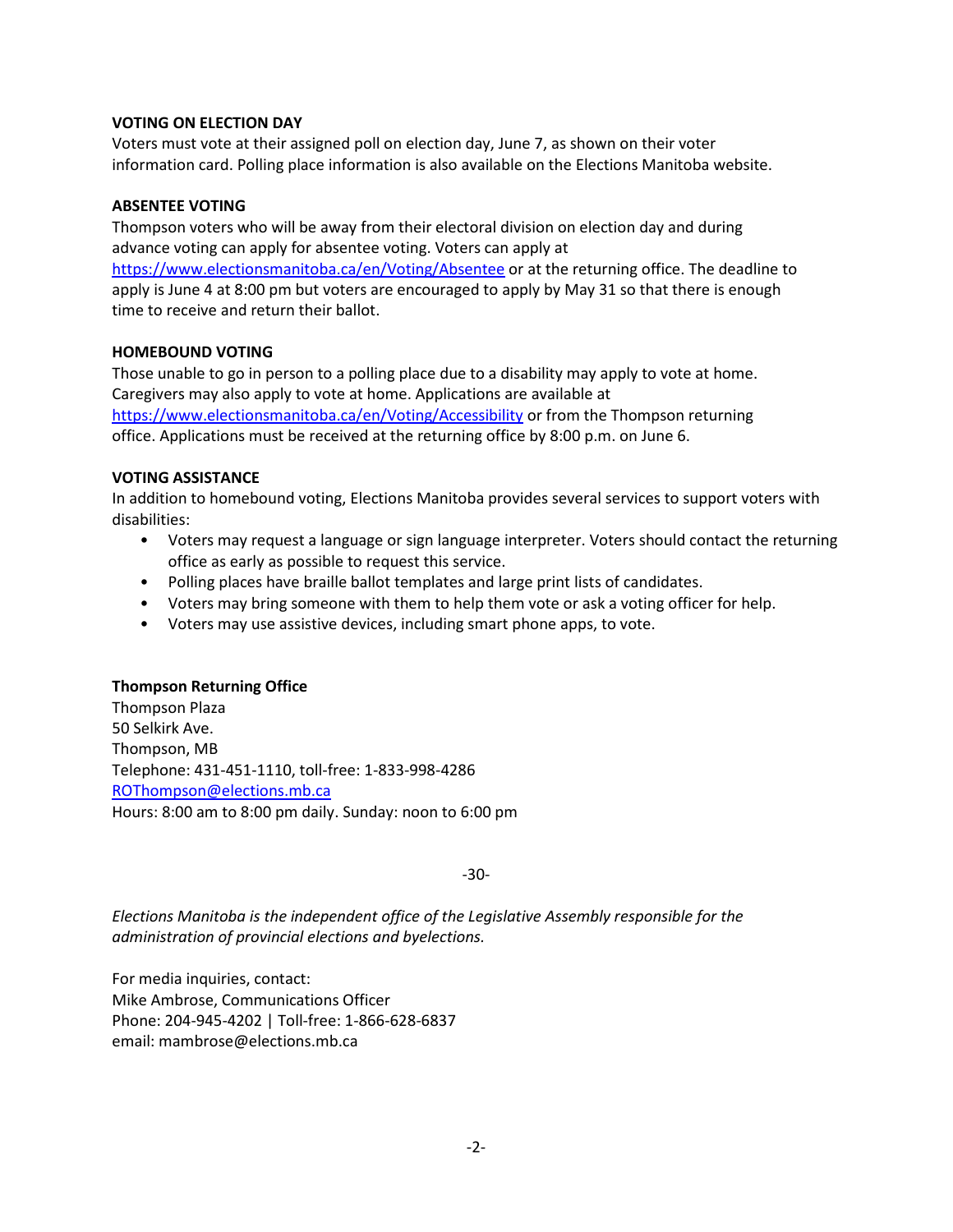**VOTING ON ELECTION DAY**

Voters must vote at their assigned poll on election day, June 7, as shown on their voter information card. Polling place information is also available on the Elections Manitoba website.

**ABSENTEE VOTING**

Thompson voters who will be away from their electoral division on election day and during advance voting can apply for absentee voting. Voters can apply at https://www.electionsmanitoba.ca/en/Voting/Absentee or at the returning office. The deadline to apply is June 4 at 8:00 pm but voters are encouraged to apply by May 31 so that there is enough time to receive and return their ballot.

**HOMEBOUND VOTING**

Those unable to go in person to a polling place due to a disability may apply to vote at home. Caregivers may also apply to vote at home. Applications are available at https://www.electionsmanitoba.ca/en/Voting/Accessibility or from the Thompson returning office. Applications must be received at the returning office by 8:00 p.m. on June 6.

**VOTING ASSISTANCE**

In addition to homebound voting, Elections Manitoba provides several services to support voters with disabilities:

- Voters may request a language or sign language interpreter. Voters should contact the returning office as early as possible to request this service.
- Polling places have braille ballot templates and large print lists of candidates.
- Voters may bring someone with them to help them vote or ask a voting officer for help.
- Voters may use assistive devices, including smart phone apps, to vote.

**Thompson Returning Office**

Thompson Plaza
50 Selkirk Ave.
Thompson, MB
Telephone: 431-451-1110, toll-free: 1-833-998-4286
ROThompson@elections.mb.ca
Hours: 8:00 am to 8:00 pm daily. Sunday: noon to 6:00 pm

-30-

*Elections Manitoba is the independent office of the Legislative Assembly responsible for the administration of provincial elections and byelections.*

For media inquiries, contact:
Mike Ambrose, Communications Officer
Phone: 204-945-4202 | Toll-free: 1-866-628-6837
email: mambrose@elections.mb.ca